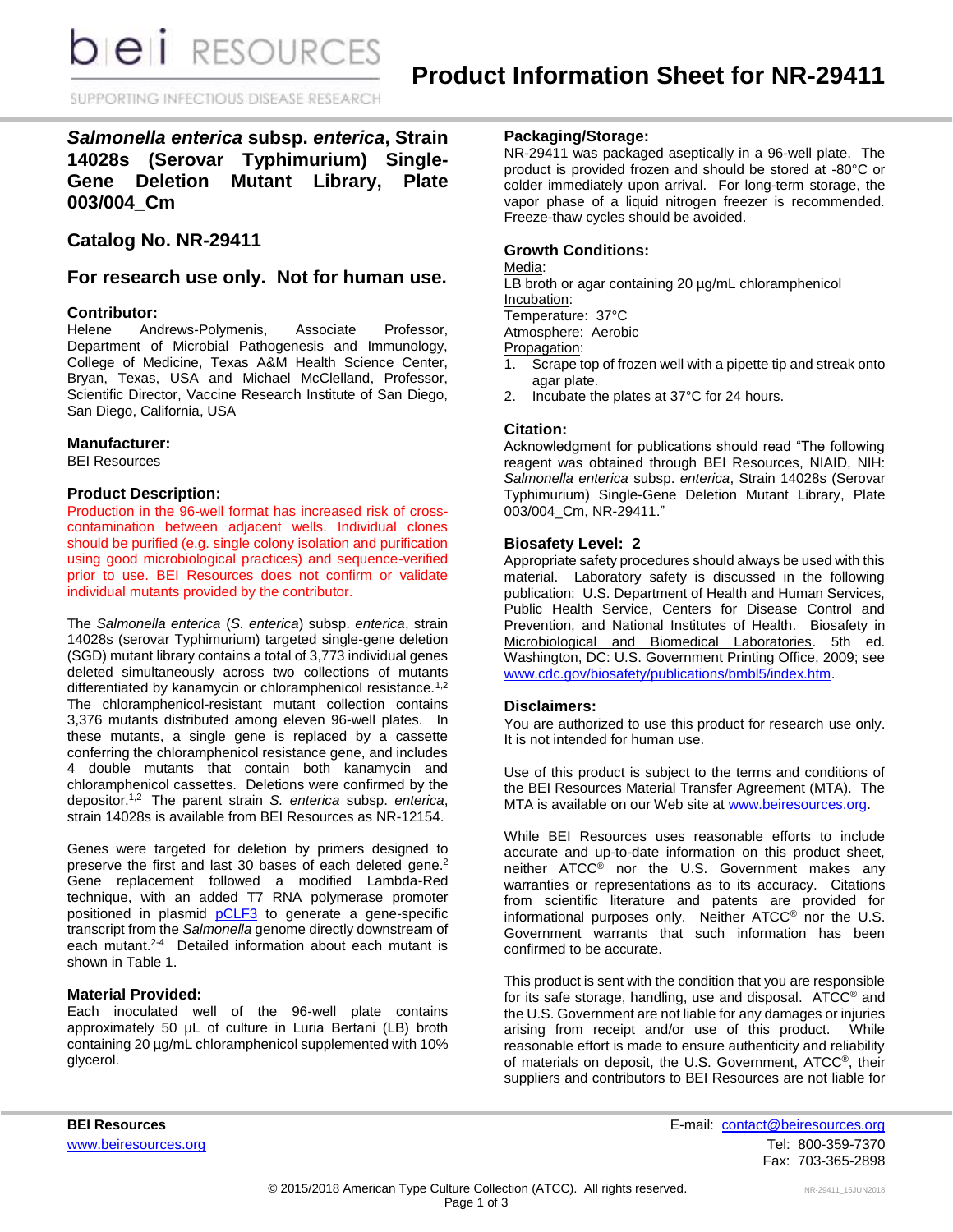# Product Information Sheet for NR-29411

## *Salmonella enterica* subsp. *enterica*, Strain 14028s (Serovar Typhimurium) Single-Gene Deletion Mutant Library, Plate 003/004_Cm

## Catalog No. NR-29411

## For research use only. Not for human use.

### Contributor:

Helene Andrews-Polymenis, Associate Professor, Department of Microbial Pathogenesis and Immunology, College of Medicine, Texas A&M Health Science Center, Bryan, Texas, USA and Michael McClelland, Professor, Scientific Director, Vaccine Research Institute of San Diego, San Diego, California, USA

### Manufacturer:

BEI Resources

### Product Description:

Production in the 96-well format has increased risk of cross-contamination between adjacent wells. Individual clones should be purified (e.g. single colony isolation and purification using good microbiological practices) and sequence-verified prior to use. BEI Resources does not confirm or validate individual mutants provided by the contributor.

The *Salmonella enterica* (*S. enterica*) subsp. *enterica*, strain 14028s (serovar Typhimurium) targeted single-gene deletion (SGD) mutant library contains a total of 3,773 individual genes deleted simultaneously across two collections of mutants differentiated by kanamycin or chloramphenicol resistance.[1,2] The chloramphenicol-resistant mutant collection contains 3,376 mutants distributed among eleven 96-well plates. In these mutants, a single gene is replaced by a cassette conferring the chloramphenicol resistance gene, and includes 4 double mutants that contain both kanamycin and chloramphenicol cassettes. Deletions were confirmed by the depositor.[1,2] The parent strain *S. enterica* subsp. *enterica*, strain 14028s is available from BEI Resources as NR-12154.

Genes were targeted for deletion by primers designed to preserve the first and last 30 bases of each deleted gene.[2] Gene replacement followed a modified Lambda-Red technique, with an added T7 RNA polymerase promoter positioned in plasmid pCLF3 to generate a gene-specific transcript from the *Salmonella* genome directly downstream of each mutant.[2-4] Detailed information about each mutant is shown in Table 1.

### Material Provided:

Each inoculated well of the 96-well plate contains approximately 50 µL of culture in Luria Bertani (LB) broth containing 20 µg/mL chloramphenicol supplemented with 10% glycerol.

### Packaging/Storage:

NR-29411 was packaged aseptically in a 96-well plate. The product is provided frozen and should be stored at -80°C or colder immediately upon arrival. For long-term storage, the vapor phase of a liquid nitrogen freezer is recommended. Freeze-thaw cycles should be avoided.

### Growth Conditions:

Media:
LB broth or agar containing 20 µg/mL chloramphenicol
Incubation:
Temperature: 37°C
Atmosphere: Aerobic
Propagation:

1. Scrape top of frozen well with a pipette tip and streak onto agar plate.
2. Incubate the plates at 37°C for 24 hours.

### Citation:

Acknowledgment for publications should read "The following reagent was obtained through BEI Resources, NIAID, NIH: *Salmonella enterica* subsp. *enterica*, Strain 14028s (Serovar Typhimurium) Single-Gene Deletion Mutant Library, Plate 003/004_Cm, NR-29411."

### Biosafety Level: 2

Appropriate safety procedures should always be used with this material. Laboratory safety is discussed in the following publication: U.S. Department of Health and Human Services, Public Health Service, Centers for Disease Control and Prevention, and National Institutes of Health. Biosafety in Microbiological and Biomedical Laboratories. 5th ed. Washington, DC: U.S. Government Printing Office, 2009; see www.cdc.gov/biosafety/publications/bmbl5/index.htm.

### Disclaimers:

You are authorized to use this product for research use only. It is not intended for human use.

Use of this product is subject to the terms and conditions of the BEI Resources Material Transfer Agreement (MTA). The MTA is available on our Web site at www.beiresources.org.

While BEI Resources uses reasonable efforts to include accurate and up-to-date information on this product sheet, neither ATCC® nor the U.S. Government makes any warranties or representations as to its accuracy. Citations from scientific literature and patents are provided for informational purposes only. Neither ATCC® nor the U.S. Government warrants that such information has been confirmed to be accurate.

This product is sent with the condition that you are responsible for its safe storage, handling, use and disposal. ATCC® and the U.S. Government are not liable for any damages or injuries arising from receipt and/or use of this product. While reasonable effort is made to ensure authenticity and reliability of materials on deposit, the U.S. Government, ATCC®, their suppliers and contributors to BEI Resources are not liable for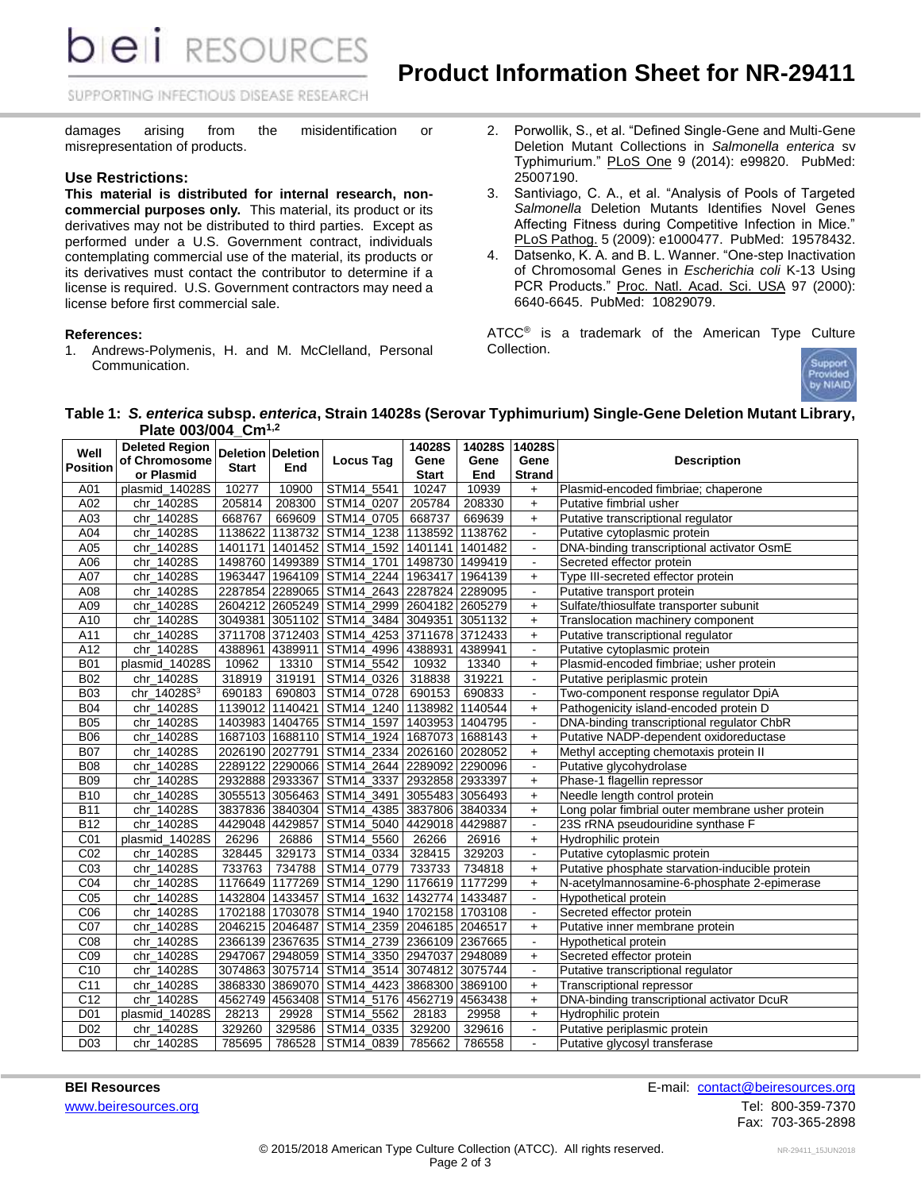damages arising from the misidentification or misrepresentation of products.

### Use Restrictions:

**This material is distributed for internal research, non-commercial purposes only.** This material, its product or its derivatives may not be distributed to third parties. Except as performed under a U.S. Government contract, individuals contemplating commercial use of the material, its products or its derivatives must contact the contributor to determine if a license is required. U.S. Government contractors may need a license before first commercial sale.

### References:

1. Andrews-Polymenis, H. and M. McClelland, Personal Communication.
2. Porwollik, S., et al. "Defined Single-Gene and Multi-Gene Deletion Mutant Collections in *Salmonella enterica* sv Typhimurium." PLoS One 9 (2014): e99820. PubMed: 25007190.
3. Santiviago, C. A., et al. "Analysis of Pools of Targeted *Salmonella* Deletion Mutants Identifies Novel Genes Affecting Fitness during Competitive Infection in Mice." PLoS Pathog. 5 (2009): e1000477. PubMed: 19578432.
4. Datsenko, K. A. and B. L. Wanner. "One-step Inactivation of Chromosomal Genes in *Escherichia coli* K-13 Using PCR Products." Proc. Natl. Acad. Sci. USA 97 (2000): 6640-6645. PubMed: 10829079.

ATCC® is a trademark of the American Type Culture Collection.

**Table 1: *S. enterica* subsp. *enterica*, Strain 14028s (Serovar Typhimurium) Single-Gene Deletion Mutant Library, Plate 003/004_Cm[1,2]**

| Well Position | Deleted Region of Chromosome or Plasmid | Deletion Start | Deletion End | Locus Tag | 14028S Gene Start | 14028S Gene End | 14028S Gene Strand | Description |
|---|---|---|---|---|---|---|---|---|
| A01 | plasmid_14028S | 10277 | 10900 | STM14_5541 | 10247 | 10939 | + | Plasmid-encoded fimbriae; chaperone |
| A02 | chr_14028S | 205814 | 208300 | STM14_0207 | 205784 | 208330 | + | Putative fimbrial usher |
| A03 | chr_14028S | 668767 | 669609 | STM14_0705 | 668737 | 669639 | + | Putative transcriptional regulator |
| A04 | chr_14028S | 1138622 | 1138732 | STM14_1238 | 1138592 | 1138762 | - | Putative cytoplasmic protein |
| A05 | chr_14028S | 1401171 | 1401452 | STM14_1592 | 1401141 | 1401482 | - | DNA-binding transcriptional activator OsmE |
| A06 | chr_14028S | 1498760 | 1499389 | STM14_1701 | 1498730 | 1499419 | - | Secreted effector protein |
| A07 | chr_14028S | 1963447 | 1964109 | STM14_2244 | 1963417 | 1964139 | + | Type III-secreted effector protein |
| A08 | chr_14028S | 2287854 | 2289065 | STM14_2643 | 2287824 | 2289095 | - | Putative transport protein |
| A09 | chr_14028S | 2604212 | 2605249 | STM14_2999 | 2604182 | 2605279 | + | Sulfate/thiosulfate transporter subunit |
| A10 | chr_14028S | 3049381 | 3051102 | STM14_3484 | 3049351 | 3051132 | + | Translocation machinery component |
| A11 | chr_14028S | 3711708 | 3712403 | STM14_4253 | 3711678 | 3712433 | + | Putative transcriptional regulator |
| A12 | chr_14028S | 4388961 | 4389911 | STM14_4996 | 4388931 | 4389941 | - | Putative cytoplasmic protein |
| B01 | plasmid_14028S | 10962 | 13310 | STM14_5542 | 10932 | 13340 | + | Plasmid-encoded fimbriae; usher protein |
| B02 | chr_14028S | 318919 | 319191 | STM14_0326 | 318838 | 319221 | - | Putative periplasmic protein |
| B03 | chr_14028S[3] | 690183 | 690803 | STM14_0728 | 690153 | 690833 | - | Two-component response regulator DpiA |
| B04 | chr_14028S | 1139012 | 1140421 | STM14_1240 | 1138982 | 1140544 | + | Pathogenicity island-encoded protein D |
| B05 | chr_14028S | 1403983 | 1404765 | STM14_1597 | 1403953 | 1404795 | - | DNA-binding transcriptional regulator ChbR |
| B06 | chr_14028S | 1687103 | 1688110 | STM14_1924 | 1687073 | 1688143 | + | Putative NADP-dependent oxidoreductase |
| B07 | chr_14028S | 2026190 | 2027791 | STM14_2334 | 2026160 | 2028052 | + | Methyl accepting chemotaxis protein II |
| B08 | chr_14028S | 2289122 | 2290066 | STM14_2644 | 2289092 | 2290096 | - | Putative glycohydrolase |
| B09 | chr_14028S | 2932888 | 2933367 | STM14_3337 | 2932858 | 2933397 | + | Phase-1 flagellin repressor |
| B10 | chr_14028S | 3055513 | 3056463 | STM14_3491 | 3055483 | 3056493 | + | Needle length control protein |
| B11 | chr_14028S | 3837836 | 3840304 | STM14_4385 | 3837806 | 3840334 | + | Long polar fimbrial outer membrane usher protein |
| B12 | chr_14028S | 4429048 | 4429857 | STM14_5040 | 4429018 | 4429887 | - | 23S rRNA pseudouridine synthase F |
| C01 | plasmid_14028S | 26296 | 26886 | STM14_5560 | 26266 | 26916 | + | Hydrophilic protein |
| C02 | chr_14028S | 328445 | 329173 | STM14_0334 | 328415 | 329203 | - | Putative cytoplasmic protein |
| C03 | chr_14028S | 733763 | 734788 | STM14_0779 | 733733 | 734818 | + | Putative phosphate starvation-inducible protein |
| C04 | chr_14028S | 1176649 | 1177269 | STM14_1290 | 1176619 | 1177299 | + | N-acetylmannosamine-6-phosphate 2-epimerase |
| C05 | chr_14028S | 1432804 | 1433457 | STM14_1632 | 1432774 | 1433487 | - | Hypothetical protein |
| C06 | chr_14028S | 1702188 | 1703078 | STM14_1940 | 1702158 | 1703108 | - | Secreted effector protein |
| C07 | chr_14028S | 2046215 | 2046487 | STM14_2359 | 2046185 | 2046517 | + | Putative inner membrane protein |
| C08 | chr_14028S | 2366139 | 2367635 | STM14_2739 | 2366109 | 2367665 | - | Hypothetical protein |
| C09 | chr_14028S | 2947067 | 2948059 | STM14_3350 | 2947037 | 2948089 | + | Secreted effector protein |
| C10 | chr_14028S | 3074863 | 3075714 | STM14_3514 | 3074812 | 3075744 | - | Putative transcriptional regulator |
| C11 | chr_14028S | 3868330 | 3869070 | STM14_4423 | 3868300 | 3869100 | + | Transcriptional repressor |
| C12 | chr_14028S | 4562749 | 4563408 | STM14_5176 | 4562719 | 4563438 | + | DNA-binding transcriptional activator DcuR |
| D01 | plasmid_14028S | 28213 | 29928 | STM14_5562 | 28183 | 29958 | + | Hydrophilic protein |
| D02 | chr_14028S | 329260 | 329586 | STM14_0335 | 329200 | 329616 | - | Putative periplasmic protein |
| D03 | chr_14028S | 785695 | 786528 | STM14_0839 | 785662 | 786558 | - | Putative glycosyl transferase |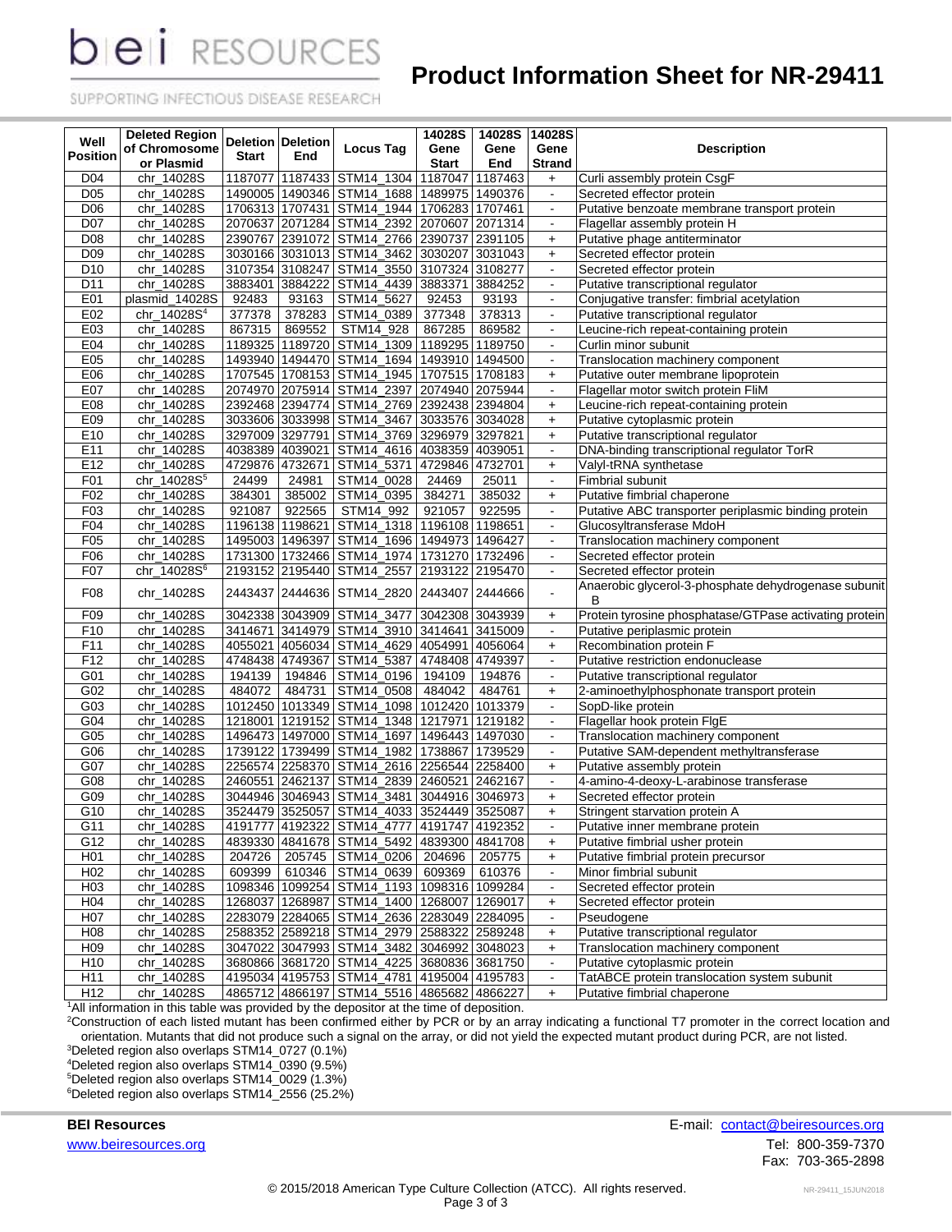# Product Information Sheet for NR-29411

| Well Position | Deleted Region of Chromosome or Plasmid | Deletion Start | Deletion End | Locus Tag | 14028S Gene Start | 14028S Gene End | 14028S Gene Strand | Description |
|---|---|---|---|---|---|---|---|---|
| D04 | chr_14028S | 1187077 | 1187433 | STM14_1304 | 1187047 | 1187463 | + | Curli assembly protein CsgF |
| D05 | chr_14028S | 1490005 | 1490346 | STM14_1688 | 1489975 | 1490376 | - | Secreted effector protein |
| D06 | chr_14028S | 1706313 | 1707431 | STM14_1944 | 1706283 | 1707461 | - | Putative benzoate membrane transport protein |
| D07 | chr_14028S | 2070637 | 2071284 | STM14_2392 | 2070607 | 2071314 | - | Flagellar assembly protein H |
| D08 | chr_14028S | 2390767 | 2391072 | STM14_2766 | 2390737 | 2391105 | + | Putative phage antiterminator |
| D09 | chr_14028S | 3030166 | 3031013 | STM14_3462 | 3030207 | 3031043 | + | Secreted effector protein |
| D10 | chr_14028S | 3107354 | 3108247 | STM14_3550 | 3107324 | 3108277 | - | Secreted effector protein |
| D11 | chr_14028S | 3883401 | 3884222 | STM14_4439 | 3883371 | 3884252 | - | Putative transcriptional regulator |
| E01 | plasmid_14028S | 92483 | 93163 | STM14_5627 | 92453 | 93193 | - | Conjugative transfer: fimbrial acetylation |
| E02 | chr_14028S[4] | 377378 | 378283 | STM14_0389 | 377348 | 378313 | - | Putative transcriptional regulator |
| E03 | chr_14028S | 867315 | 869552 | STM14_928 | 867285 | 869582 | - | Leucine-rich repeat-containing protein |
| E04 | chr_14028S | 1189325 | 1189720 | STM14_1309 | 1189295 | 1189750 | - | Curlin minor subunit |
| E05 | chr_14028S | 1493940 | 1494470 | STM14_1694 | 1493910 | 1494500 | - | Translocation machinery component |
| E06 | chr_14028S | 1707545 | 1708153 | STM14_1945 | 1707515 | 1708183 | + | Putative outer membrane lipoprotein |
| E07 | chr_14028S | 2074970 | 2075914 | STM14_2397 | 2074940 | 2075944 | - | Flagellar motor switch protein FliM |
| E08 | chr_14028S | 2392468 | 2394774 | STM14_2769 | 2392438 | 2394804 | + | Leucine-rich repeat-containing protein |
| E09 | chr_14028S | 3033606 | 3033998 | STM14_3467 | 3033576 | 3034028 | + | Putative cytoplasmic protein |
| E10 | chr_14028S | 3297009 | 3297791 | STM14_3769 | 3296979 | 3297821 | + | Putative transcriptional regulator |
| E11 | chr_14028S | 4038389 | 4039021 | STM14_4616 | 4038359 | 4039051 | - | DNA-binding transcriptional regulator TorR |
| E12 | chr_14028S | 4729876 | 4732671 | STM14_5371 | 4729846 | 4732701 | + | Valyl-tRNA synthetase |
| F01 | chr_14028S[5] | 24499 | 24981 | STM14_0028 | 24469 | 25011 | - | Fimbrial subunit |
| F02 | chr_14028S | 384301 | 385002 | STM14_0395 | 384271 | 385032 | + | Putative fimbrial chaperone |
| F03 | chr_14028S | 921087 | 922565 | STM14_992 | 921057 | 922595 | - | Putative ABC transporter periplasmic binding protein |
| F04 | chr_14028S | 1196138 | 1198621 | STM14_1318 | 1196108 | 1198651 | - | Glucosyltransferase MdoH |
| F05 | chr_14028S | 1495003 | 1496397 | STM14_1696 | 1494973 | 1496427 | - | Translocation machinery component |
| F06 | chr_14028S | 1731300 | 1732466 | STM14_1974 | 1731270 | 1732496 | - | Secreted effector protein |
| F07 | chr_14028S[6] | 2193152 | 2195440 | STM14_2557 | 2193122 | 2195470 | - | Secreted effector protein |
| F08 | chr_14028S | 2443437 | 2444636 | STM14_2820 | 2443407 | 2444666 | - | Anaerobic glycerol-3-phosphate dehydrogenase subunit B |
| F09 | chr_14028S | 3042338 | 3043909 | STM14_3477 | 3042308 | 3043939 | + | Protein tyrosine phosphatase/GTPase activating protein |
| F10 | chr_14028S | 3414671 | 3414979 | STM14_3910 | 3414641 | 3415009 | - | Putative periplasmic protein |
| F11 | chr_14028S | 4055021 | 4056034 | STM14_4629 | 4054991 | 4056064 | + | Recombination protein F |
| F12 | chr_14028S | 4748438 | 4749367 | STM14_5387 | 4748408 | 4749397 | - | Putative restriction endonuclease |
| G01 | chr_14028S | 194139 | 194846 | STM14_0196 | 194109 | 194876 | - | Putative transcriptional regulator |
| G02 | chr_14028S | 484072 | 484731 | STM14_0508 | 484042 | 484761 | + | 2-aminoethylphosphonate transport protein |
| G03 | chr_14028S | 1012450 | 1013349 | STM14_1098 | 1012420 | 1013379 | - | SopD-like protein |
| G04 | chr_14028S | 1218001 | 1219152 | STM14_1348 | 1217971 | 1219182 | - | Flagellar hook protein FlgE |
| G05 | chr_14028S | 1496473 | 1497000 | STM14_1697 | 1496443 | 1497030 | - | Translocation machinery component |
| G06 | chr_14028S | 1739122 | 1739499 | STM14_1982 | 1738867 | 1739529 | - | Putative SAM-dependent methyltransferase |
| G07 | chr_14028S | 2256574 | 2258370 | STM14_2616 | 2256544 | 2258400 | + | Putative assembly protein |
| G08 | chr_14028S | 2460551 | 2462137 | STM14_2839 | 2460521 | 2462167 | - | 4-amino-4-deoxy-L-arabinose transferase |
| G09 | chr_14028S | 3044946 | 3046943 | STM14_3481 | 3044916 | 3046973 | + | Secreted effector protein |
| G10 | chr_14028S | 3524479 | 3525057 | STM14_4033 | 3524449 | 3525087 | + | Stringent starvation protein A |
| G11 | chr_14028S | 4191777 | 4192322 | STM14_4777 | 4191747 | 4192352 | - | Putative inner membrane protein |
| G12 | chr_14028S | 4839330 | 4841678 | STM14_5492 | 4839300 | 4841708 | + | Putative fimbrial usher protein |
| H01 | chr_14028S | 204726 | 205745 | STM14_0206 | 204696 | 205775 | + | Putative fimbrial protein precursor |
| H02 | chr_14028S | 609399 | 610346 | STM14_0639 | 609369 | 610376 | - | Minor fimbrial subunit |
| H03 | chr_14028S | 1098346 | 1099254 | STM14_1193 | 1098316 | 1099284 | - | Secreted effector protein |
| H04 | chr_14028S | 1268037 | 1268987 | STM14_1400 | 1268007 | 1269017 | + | Secreted effector protein |
| H07 | chr_14028S | 2283079 | 2284065 | STM14_2636 | 2283049 | 2284095 | - | Pseudogene |
| H08 | chr_14028S | 2588352 | 2589218 | STM14_2979 | 2588322 | 2589248 | + | Putative transcriptional regulator |
| H09 | chr_14028S | 3047022 | 3047993 | STM14_3482 | 3046992 | 3048023 | + | Translocation machinery component |
| H10 | chr_14028S | 3680866 | 3681720 | STM14_4225 | 3680836 | 3681750 | - | Putative cytoplasmic protein |
| H11 | chr_14028S | 4195034 | 4195753 | STM14_4781 | 4195004 | 4195783 | - | TatABCE protein translocation system subunit |
| H12 | chr_14028S | 4865712 | 4866197 | STM14_5516 | 4865682 | 4866227 | + | Putative fimbrial chaperone |

[1]All information in this table was provided by the depositor at the time of deposition.

[2]Construction of each listed mutant has been confirmed either by PCR or by an array indicating a functional T7 promoter in the correct location and orientation. Mutants that did not produce such a signal on the array, or did not yield the expected mutant product during PCR, are not listed.

[3]Deleted region also overlaps STM14_0727 (0.1%)

[4]Deleted region also overlaps STM14_0390 (9.5%)

[5]Deleted region also overlaps STM14_0029 (1.3%)

[6]Deleted region also overlaps STM14_2556 (25.2%)

**BEI Resources**
www.beiresources.org

E-mail: contact@beiresources.org
Tel: 800-359-7370
Fax: 703-365-2898

© 2015/2018 American Type Culture Collection (ATCC). All rights reserved.

NR-29411_15JUN2018